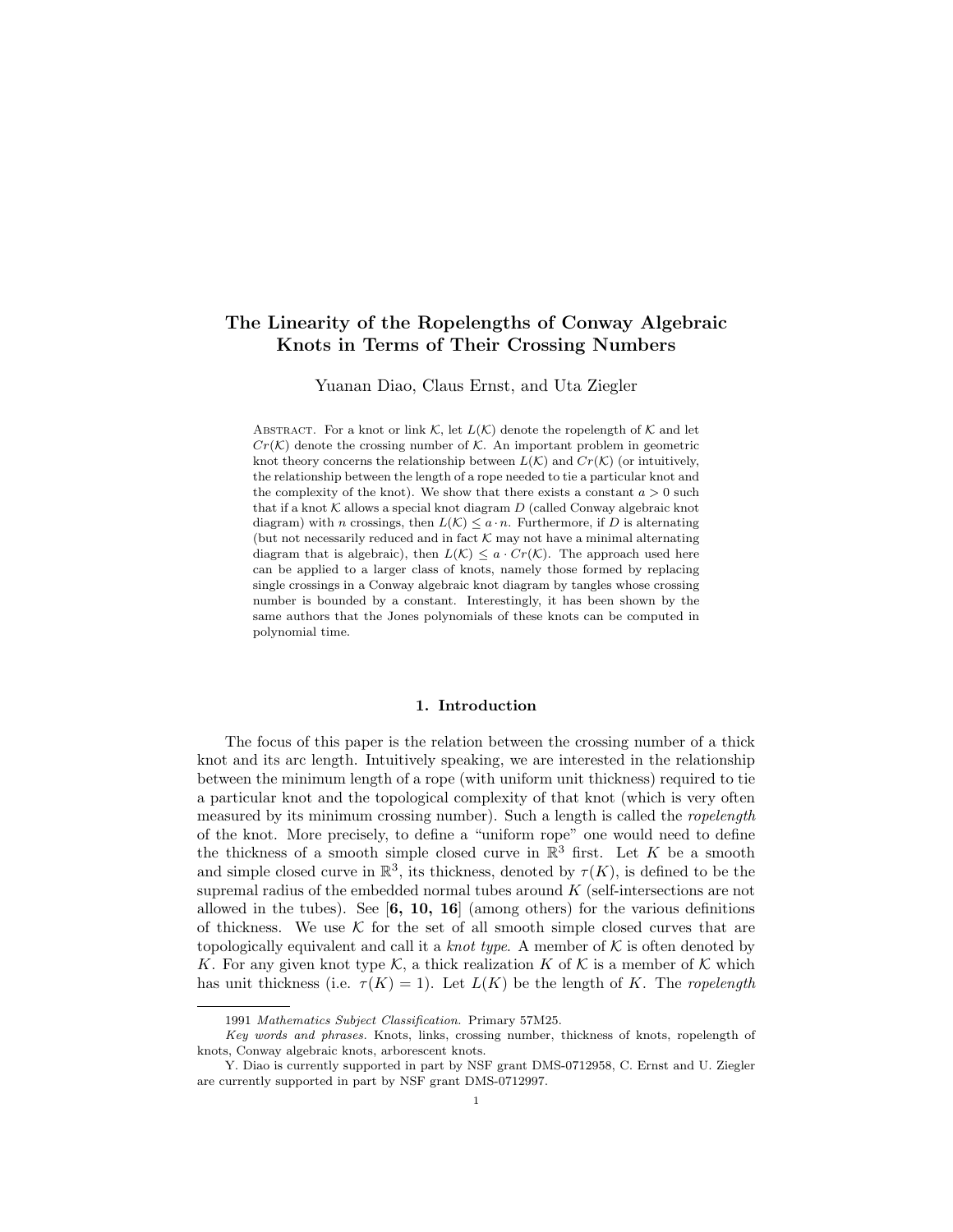# The Linearity of the Ropelengths of Conway Algebraic Knots in Terms of Their Crossing Numbers

Yuanan Diao, Claus Ernst, and Uta Ziegler

Abstract. For a knot or link $\mathcal{K}$, let $L(\mathcal{K})$ denote the ropelength of $\mathcal{K}$ and let $Cr(\mathcal{K})$ denote the crossing number of $\mathcal{K}$. An important problem in geometric knot theory concerns the relationship between $L(\mathcal{K})$ and $Cr(\mathcal{K})$ (or intuitively, the relationship between the length of a rope needed to tie a particular knot and the complexity of the knot). We show that there exists a constant $a > 0$ such that if a knot $\mathcal{K}$ allows a special knot diagram $D$ (called Conway algebraic knot diagram) with $n$ crossings, then $L(\mathcal{K}) \leq a \cdot n$. Furthermore, if $D$ is alternating (but not necessarily reduced and in fact $\mathcal{K}$ may not have a minimal alternating diagram that is algebraic), then $L(\mathcal{K}) \leq a \cdot Cr(\mathcal{K})$. The approach used here can be applied to a larger class of knots, namely those formed by replacing single crossings in a Conway algebraic knot diagram by tangles whose crossing number is bounded by a constant. Interestingly, it has been shown by the same authors that the Jones polynomials of these knots can be computed in polynomial time.

## 1. Introduction

The focus of this paper is the relation between the crossing number of a thick knot and its arc length. Intuitively speaking, we are interested in the relationship between the minimum length of a rope (with uniform unit thickness) required to tie a particular knot and the topological complexity of that knot (which is very often measured by its minimum crossing number). Such a length is called the *ropelength* of the knot. More precisely, to define a "uniform rope" one would need to define the thickness of a smooth simple closed curve in $\mathbb{R}^3$ first. Let $K$ be a smooth and simple closed curve in $\mathbb{R}^3$, its thickness, denoted by $\tau(K)$, is defined to be the supremal radius of the embedded normal tubes around $K$ (self-intersections are not allowed in the tubes). See [**6, 10, 16**] (among others) for the various definitions of thickness. We use $\mathcal{K}$ for the set of all smooth simple closed curves that are topologically equivalent and call it a *knot type*. A member of $\mathcal{K}$ is often denoted by $K$. For any given knot type $\mathcal{K}$, a thick realization $K$ of $\mathcal{K}$ is a member of $\mathcal{K}$ which has unit thickness (i.e. $\tau(K) = 1$). Let $L(K)$ be the length of $K$. The *ropelength*

1991 *Mathematics Subject Classification.* Primary 57M25.

*Key words and phrases.* Knots, links, crossing number, thickness of knots, ropelength of knots, Conway algebraic knots, arborescent knots.

Y. Diao is currently supported in part by NSF grant DMS-0712958, C. Ernst and U. Ziegler are currently supported in part by NSF grant DMS-0712997.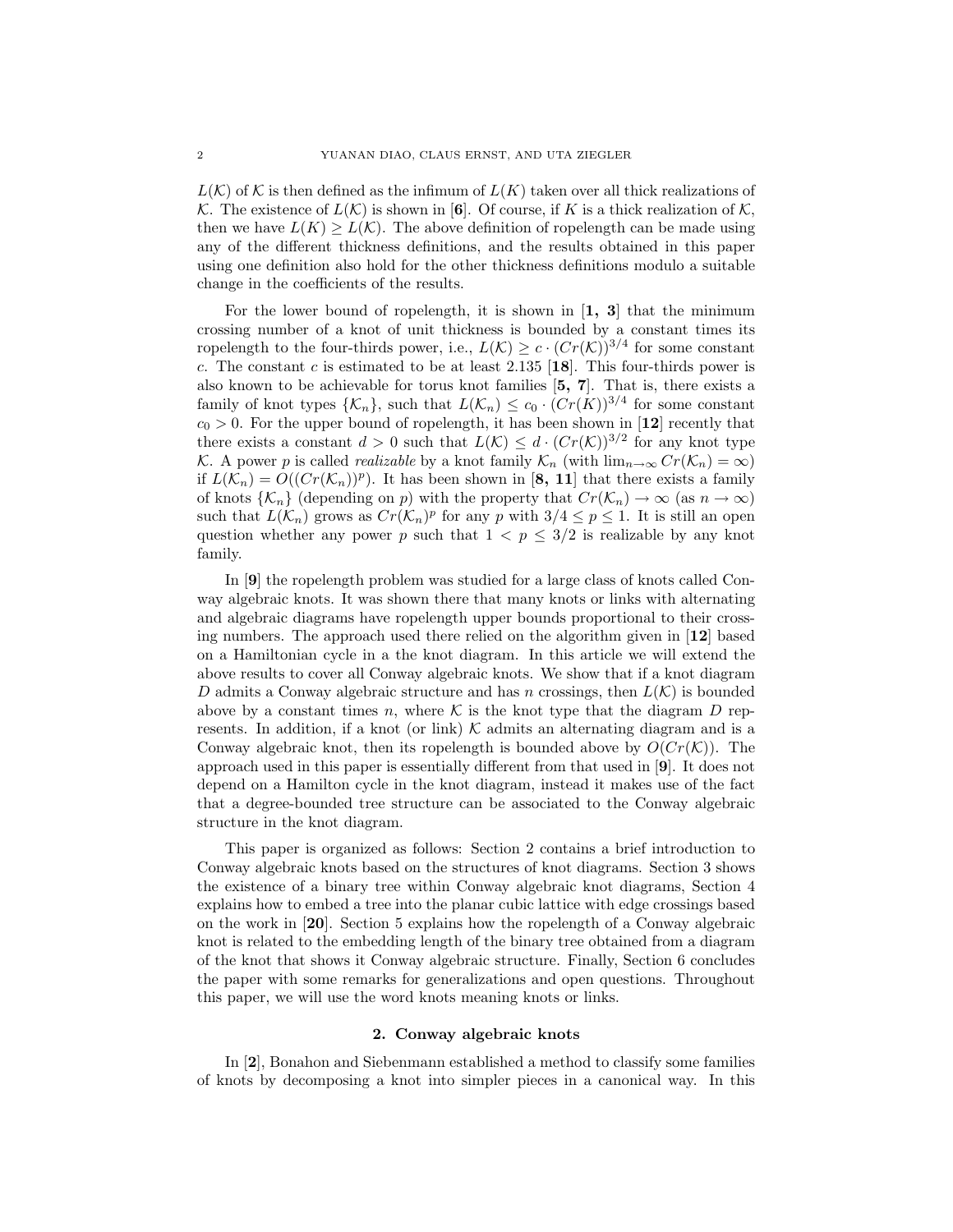$L(\mathcal{K})$ of $\mathcal{K}$ is then defined as the infimum of $L(K)$ taken over all thick realizations of $\mathcal{K}$. The existence of $L(\mathcal{K})$ is shown in [**6**]. Of course, if $K$ is a thick realization of $\mathcal{K}$, then we have $L(K) \geq L(\mathcal{K})$. The above definition of ropelength can be made using any of the different thickness definitions, and the results obtained in this paper using one definition also hold for the other thickness definitions modulo a suitable change in the coefficients of the results.

For the lower bound of ropelength, it is shown in [**1, 3**] that the minimum crossing number of a knot of unit thickness is bounded by a constant times its ropelength to the four-thirds power, i.e., $L(\mathcal{K}) \geq c \cdot (Cr(\mathcal{K}))^{3/4}$ for some constant $c$. The constant $c$ is estimated to be at least 2.135 [**18**]. This four-thirds power is also known to be achievable for torus knot families [**5, 7**]. That is, there exists a family of knot types $\{\mathcal{K}_n\}$, such that $L(\mathcal{K}_n) \leq c_0 \cdot (Cr(K))^{3/4}$ for some constant $c_0 > 0$. For the upper bound of ropelength, it has been shown in [**12**] recently that there exists a constant $d > 0$ such that $L(\mathcal{K}) \leq d \cdot (Cr(\mathcal{K}))^{3/2}$ for any knot type $\mathcal{K}$. A power $p$ is called *realizable* by a knot family $\mathcal{K}_n$ (with $\lim_{n\to\infty} Cr(\mathcal{K}_n) = \infty$) if $L(\mathcal{K}_n) = O((Cr(\mathcal{K}_n))^p)$. It has been shown in [**8, 11**] that there exists a family of knots $\{\mathcal{K}_n\}$ (depending on $p$) with the property that $Cr(\mathcal{K}_n) \to \infty$ (as $n \to \infty$) such that $L(\mathcal{K}_n)$ grows as $Cr(\mathcal{K}_n)^p$ for any $p$ with $3/4 \leq p \leq 1$. It is still an open question whether any power $p$ such that $1 < p \leq 3/2$ is realizable by any knot family.

In [**9**] the ropelength problem was studied for a large class of knots called Conway algebraic knots. It was shown there that many knots or links with alternating and algebraic diagrams have ropelength upper bounds proportional to their crossing numbers. The approach used there relied on the algorithm given in [**12**] based on a Hamiltonian cycle in a the knot diagram. In this article we will extend the above results to cover all Conway algebraic knots. We show that if a knot diagram $D$ admits a Conway algebraic structure and has $n$ crossings, then $L(\mathcal{K})$ is bounded above by a constant times $n$, where $\mathcal{K}$ is the knot type that the diagram $D$ represents. In addition, if a knot (or link) $\mathcal{K}$ admits an alternating diagram and is a Conway algebraic knot, then its ropelength is bounded above by $O(Cr(\mathcal{K}))$. The approach used in this paper is essentially different from that used in [**9**]. It does not depend on a Hamilton cycle in the knot diagram, instead it makes use of the fact that a degree-bounded tree structure can be associated to the Conway algebraic structure in the knot diagram.

This paper is organized as follows: Section 2 contains a brief introduction to Conway algebraic knots based on the structures of knot diagrams. Section 3 shows the existence of a binary tree within Conway algebraic knot diagrams, Section 4 explains how to embed a tree into the planar cubic lattice with edge crossings based on the work in [**20**]. Section 5 explains how the ropelength of a Conway algebraic knot is related to the embedding length of the binary tree obtained from a diagram of the knot that shows it Conway algebraic structure. Finally, Section 6 concludes the paper with some remarks for generalizations and open questions. Throughout this paper, we will use the word knots meaning knots or links.

## 2. Conway algebraic knots

In [**2**], Bonahon and Siebenmann established a method to classify some families of knots by decomposing a knot into simpler pieces in a canonical way. In this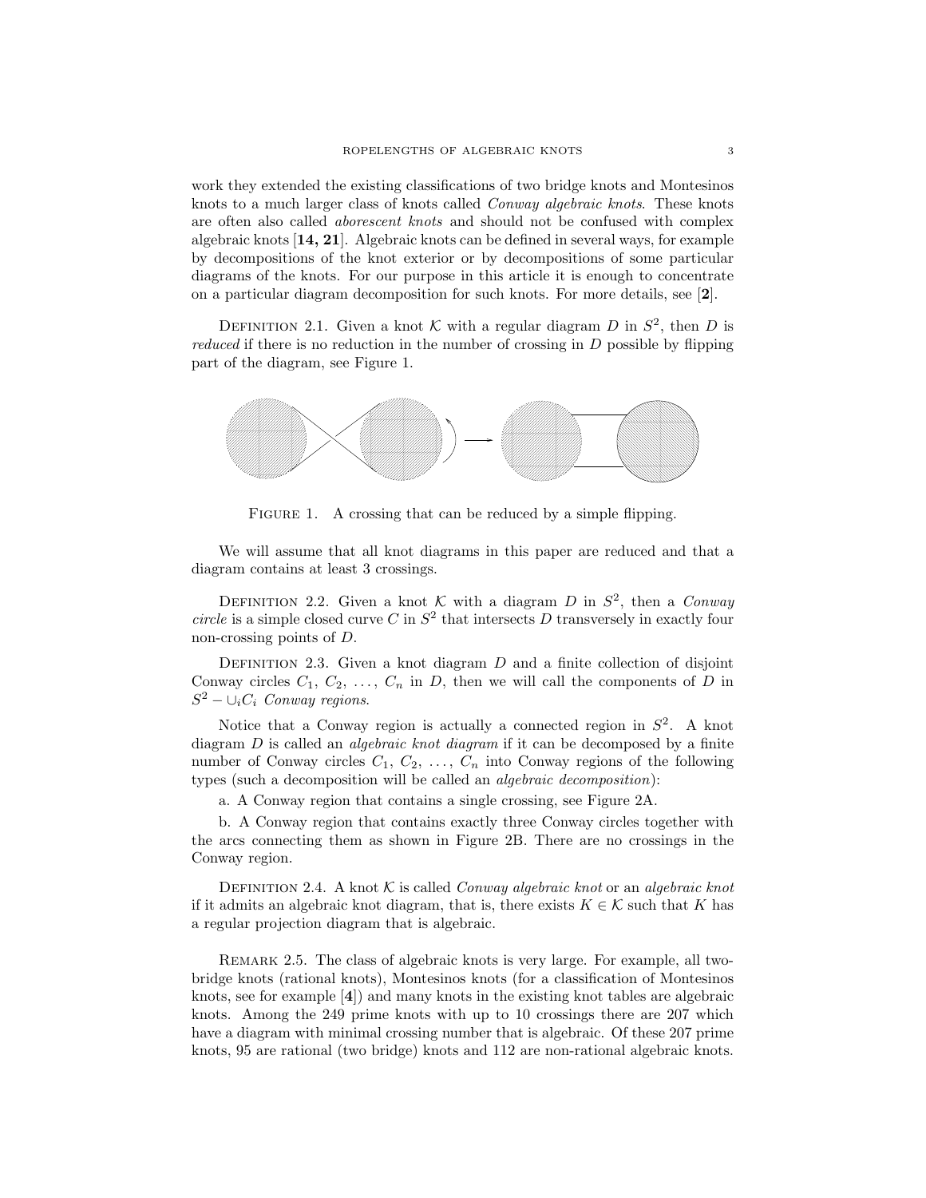work they extended the existing classifications of two bridge knots and Montesinos knots to a much larger class of knots called *Conway algebraic knots*. These knots are often also called *aborescent knots* and should not be confused with complex algebraic knots [**14, 21**]. Algebraic knots can be defined in several ways, for example by decompositions of the knot exterior or by decompositions of some particular diagrams of the knots. For our purpose in this article it is enough to concentrate on a particular diagram decomposition for such knots. For more details, see [**2**].

DEFINITION 2.1. Given a knot $\mathcal{K}$ with a regular diagram $D$ in $S^2$, then $D$ is *reduced* if there is no reduction in the number of crossing in $D$ possible by flipping part of the diagram, see Figure 1.

FIGURE 1. A crossing that can be reduced by a simple flipping.

We will assume that all knot diagrams in this paper are reduced and that a diagram contains at least 3 crossings.

DEFINITION 2.2. Given a knot $\mathcal{K}$ with a diagram $D$ in $S^2$, then a *Conway circle* is a simple closed curve $C$ in $S^2$ that intersects $D$ transversely in exactly four non-crossing points of $D$.

DEFINITION 2.3. Given a knot diagram $D$ and a finite collection of disjoint Conway circles $C_1$, $C_2$, $\ldots$, $C_n$ in $D$, then we will call the components of $D$ in $S^2 - \cup_i C_i$ *Conway regions*.

Notice that a Conway region is actually a connected region in $S^2$. A knot diagram $D$ is called an *algebraic knot diagram* if it can be decomposed by a finite number of Conway circles $C_1$, $C_2$, $\ldots$, $C_n$ into Conway regions of the following types (such a decomposition will be called an *algebraic decomposition*):

a. A Conway region that contains a single crossing, see Figure 2A.

b. A Conway region that contains exactly three Conway circles together with the arcs connecting them as shown in Figure 2B. There are no crossings in the Conway region.

DEFINITION 2.4. A knot $\mathcal{K}$ is called *Conway algebraic knot* or an *algebraic knot* if it admits an algebraic knot diagram, that is, there exists $K \in \mathcal{K}$ such that $K$ has a regular projection diagram that is algebraic.

REMARK 2.5. The class of algebraic knots is very large. For example, all two-bridge knots (rational knots), Montesinos knots (for a classification of Montesinos knots, see for example [**4**]) and many knots in the existing knot tables are algebraic knots. Among the 249 prime knots with up to 10 crossings there are 207 which have a diagram with minimal crossing number that is algebraic. Of these 207 prime knots, 95 are rational (two bridge) knots and 112 are non-rational algebraic knots.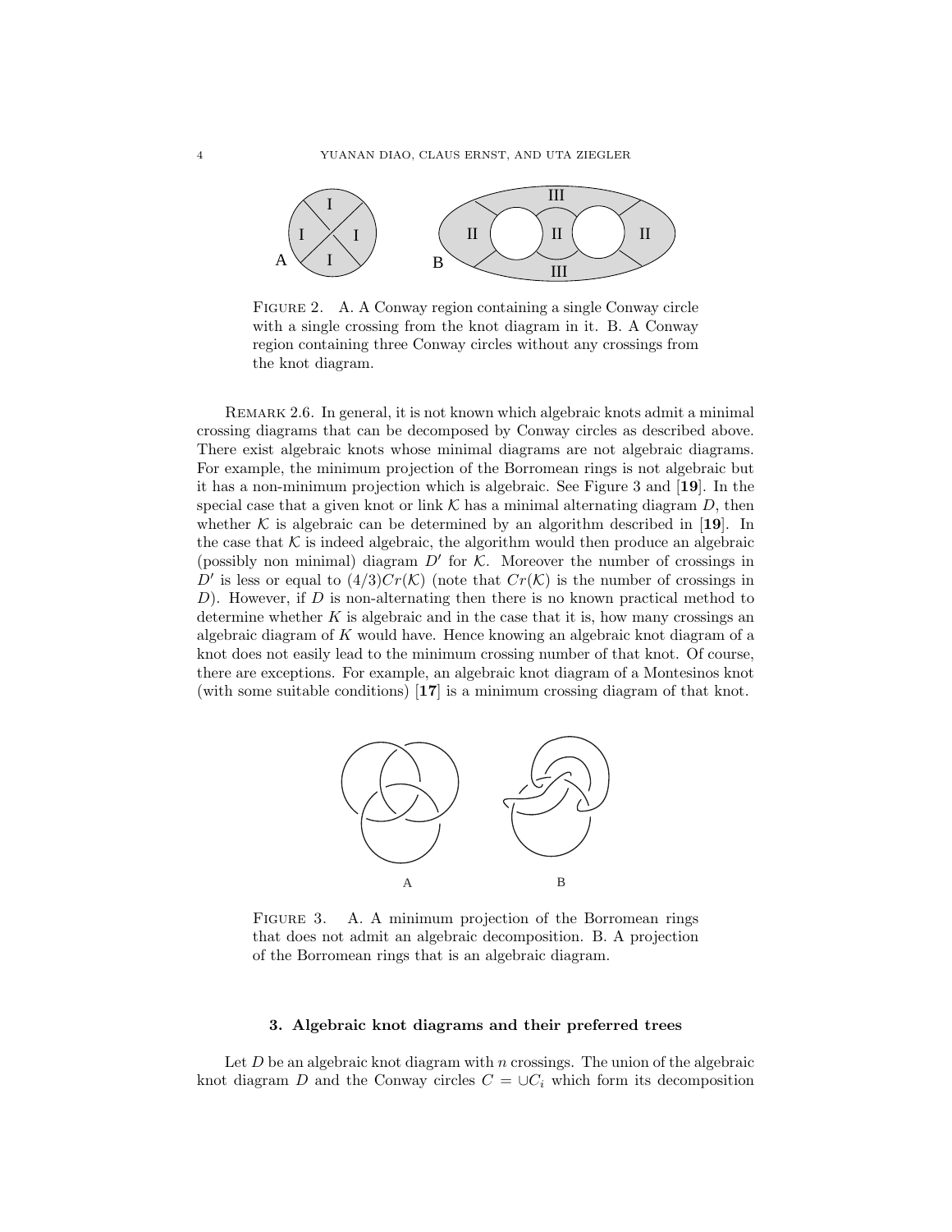Figure 2. A. A Conway region containing a single Conway circle with a single crossing from the knot diagram in it. B. A Conway region containing three Conway circles without any crossings from the knot diagram.

Remark 2.6. In general, it is not known which algebraic knots admit a minimal crossing diagrams that can be decomposed by Conway circles as described above. There exist algebraic knots whose minimal diagrams are not algebraic diagrams. For example, the minimum projection of the Borromean rings is not algebraic but it has a non-minimum projection which is algebraic. See Figure 3 and [**19**]. In the special case that a given knot or link $\mathcal{K}$ has a minimal alternating diagram $D$, then whether $\mathcal{K}$ is algebraic can be determined by an algorithm described in [**19**]. In the case that $\mathcal{K}$ is indeed algebraic, the algorithm would then produce an algebraic (possibly non minimal) diagram $D'$ for $\mathcal{K}$. Moreover the number of crossings in $D'$ is less or equal to $(4/3)Cr(\mathcal{K})$ (note that $Cr(\mathcal{K})$ is the number of crossings in $D$). However, if $D$ is non-alternating then there is no known practical method to determine whether $K$ is algebraic and in the case that it is, how many crossings an algebraic diagram of $K$ would have. Hence knowing an algebraic knot diagram of a knot does not easily lead to the minimum crossing number of that knot. Of course, there are exceptions. For example, an algebraic knot diagram of a Montesinos knot (with some suitable conditions) [**17**] is a minimum crossing diagram of that knot.

Figure 3. A. A minimum projection of the Borromean rings that does not admit an algebraic decomposition. B. A projection of the Borromean rings that is an algebraic diagram.

### 3. Algebraic knot diagrams and their preferred trees

Let $D$ be an algebraic knot diagram with $n$ crossings. The union of the algebraic knot diagram $D$ and the Conway circles $C = \cup C_i$ which form its decomposition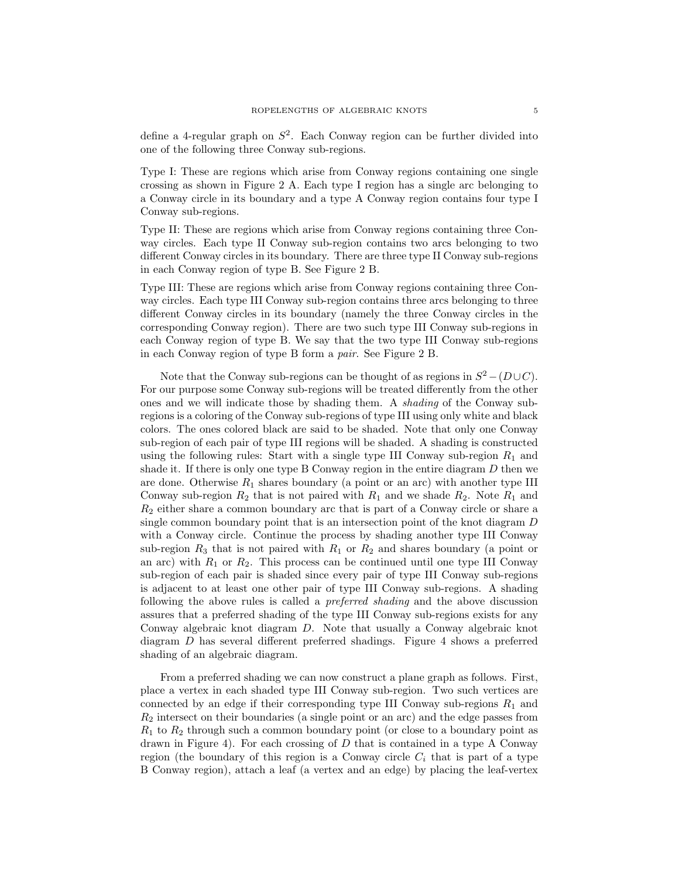define a 4-regular graph on $S^2$. Each Conway region can be further divided into one of the following three Conway sub-regions.

Type I: These are regions which arise from Conway regions containing one single crossing as shown in Figure 2 A. Each type I region has a single arc belonging to a Conway circle in its boundary and a type A Conway region contains four type I Conway sub-regions.

Type II: These are regions which arise from Conway regions containing three Conway circles. Each type II Conway sub-region contains two arcs belonging to two different Conway circles in its boundary. There are three type II Conway sub-regions in each Conway region of type B. See Figure 2 B.

Type III: These are regions which arise from Conway regions containing three Conway circles. Each type III Conway sub-region contains three arcs belonging to three different Conway circles in its boundary (namely the three Conway circles in the corresponding Conway region). There are two such type III Conway sub-regions in each Conway region of type B. We say that the two type III Conway sub-regions in each Conway region of type B form a *pair*. See Figure 2 B.

Note that the Conway sub-regions can be thought of as regions in $S^2 - (D \cup C)$. For our purpose some Conway sub-regions will be treated differently from the other ones and we will indicate those by shading them. A *shading* of the Conway sub-regions is a coloring of the Conway sub-regions of type III using only white and black colors. The ones colored black are said to be shaded. Note that only one Conway sub-region of each pair of type III regions will be shaded. A shading is constructed using the following rules: Start with a single type III Conway sub-region $R_1$ and shade it. If there is only one type B Conway region in the entire diagram $D$ then we are done. Otherwise $R_1$ shares boundary (a point or an arc) with another type III Conway sub-region $R_2$ that is not paired with $R_1$ and we shade $R_2$. Note $R_1$ and $R_2$ either share a common boundary arc that is part of a Conway circle or share a single common boundary point that is an intersection point of the knot diagram $D$ with a Conway circle. Continue the process by shading another type III Conway sub-region $R_3$ that is not paired with $R_1$ or $R_2$ and shares boundary (a point or an arc) with $R_1$ or $R_2$. This process can be continued until one type III Conway sub-region of each pair is shaded since every pair of type III Conway sub-regions is adjacent to at least one other pair of type III Conway sub-regions. A shading following the above rules is called a *preferred shading* and the above discussion assures that a preferred shading of the type III Conway sub-regions exists for any Conway algebraic knot diagram $D$. Note that usually a Conway algebraic knot diagram $D$ has several different preferred shadings. Figure 4 shows a preferred shading of an algebraic diagram.

From a preferred shading we can now construct a plane graph as follows. First, place a vertex in each shaded type III Conway sub-region. Two such vertices are connected by an edge if their corresponding type III Conway sub-regions $R_1$ and $R_2$ intersect on their boundaries (a single point or an arc) and the edge passes from $R_1$ to $R_2$ through such a common boundary point (or close to a boundary point as drawn in Figure 4). For each crossing of $D$ that is contained in a type A Conway region (the boundary of this region is a Conway circle $C_i$ that is part of a type B Conway region), attach a leaf (a vertex and an edge) by placing the leaf-vertex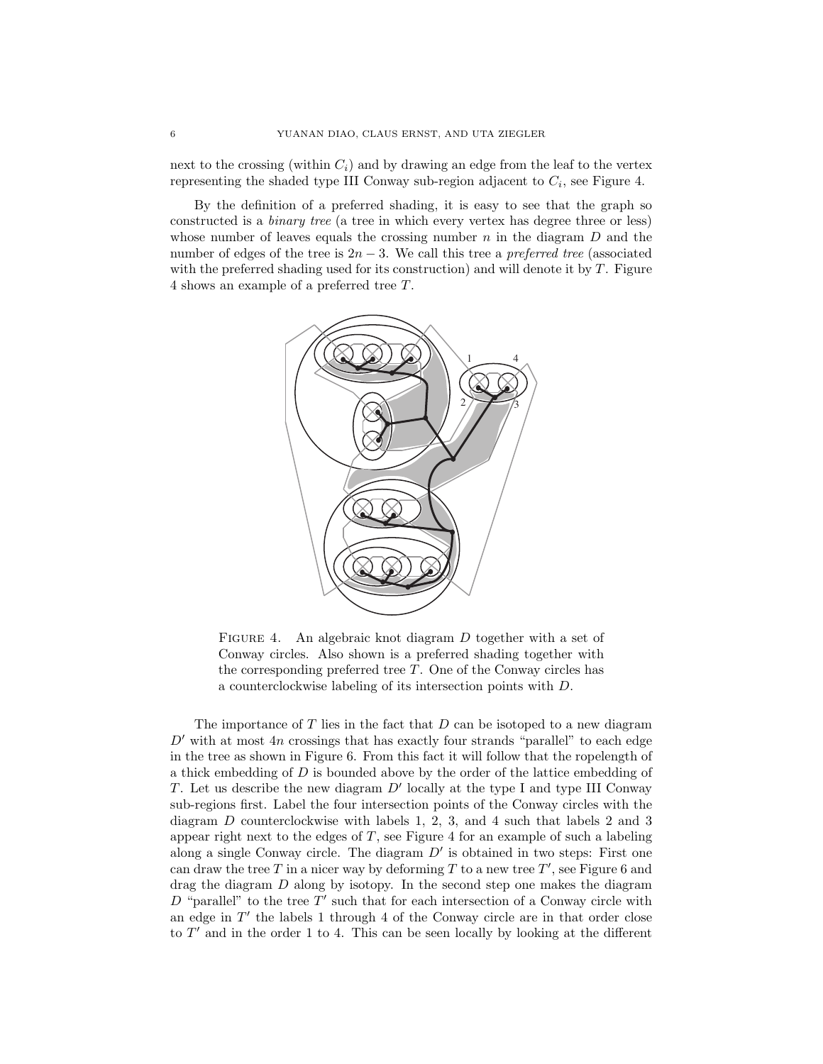next to the crossing (within $C_i$) and by drawing an edge from the leaf to the vertex representing the shaded type III Conway sub-region adjacent to $C_i$, see Figure 4.

By the definition of a preferred shading, it is easy to see that the graph so constructed is a *binary tree* (a tree in which every vertex has degree three or less) whose number of leaves equals the crossing number $n$ in the diagram $D$ and the number of edges of the tree is $2n - 3$. We call this tree a *preferred tree* (associated with the preferred shading used for its construction) and will denote it by $T$. Figure 4 shows an example of a preferred tree $T$.

FIGURE 4. An algebraic knot diagram $D$ together with a set of Conway circles. Also shown is a preferred shading together with the corresponding preferred tree $T$. One of the Conway circles has a counterclockwise labeling of its intersection points with $D$.

The importance of $T$ lies in the fact that $D$ can be isotoped to a new diagram $D'$ with at most $4n$ crossings that has exactly four strands "parallel" to each edge in the tree as shown in Figure 6. From this fact it will follow that the ropelength of a thick embedding of $D$ is bounded above by the order of the lattice embedding of $T$. Let us describe the new diagram $D'$ locally at the type I and type III Conway sub-regions first. Label the four intersection points of the Conway circles with the diagram $D$ counterclockwise with labels 1, 2, 3, and 4 such that labels 2 and 3 appear right next to the edges of $T$, see Figure 4 for an example of such a labeling along a single Conway circle. The diagram $D'$ is obtained in two steps: First one can draw the tree $T$ in a nicer way by deforming $T$ to a new tree $T'$, see Figure 6 and drag the diagram $D$ along by isotopy. In the second step one makes the diagram $D$ "parallel" to the tree $T'$ such that for each intersection of a Conway circle with an edge in $T'$ the labels 1 through 4 of the Conway circle are in that order close to $T'$ and in the order 1 to 4. This can be seen locally by looking at the different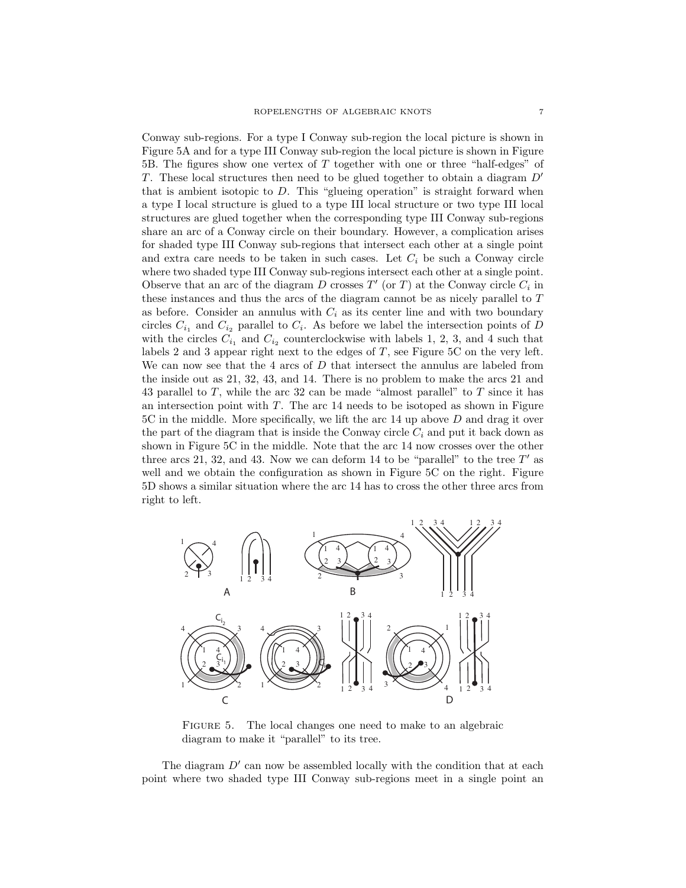Conway sub-regions. For a type I Conway sub-region the local picture is shown in Figure 5A and for a type III Conway sub-region the local picture is shown in Figure 5B. The figures show one vertex of $T$ together with one or three "half-edges" of $T$. These local structures then need to be glued together to obtain a diagram $D'$ that is ambient isotopic to $D$. This "glueing operation" is straight forward when a type I local structure is glued to a type III local structure or two type III local structures are glued together when the corresponding type III Conway sub-regions share an arc of a Conway circle on their boundary. However, a complication arises for shaded type III Conway sub-regions that intersect each other at a single point and extra care needs to be taken in such cases. Let $C_i$ be such a Conway circle where two shaded type III Conway sub-regions intersect each other at a single point. Observe that an arc of the diagram $D$ crosses $T'$ (or $T$) at the Conway circle $C_i$ in these instances and thus the arcs of the diagram cannot be as nicely parallel to $T$ as before. Consider an annulus with $C_i$ as its center line and with two boundary circles $C_{i_1}$ and $C_{i_2}$ parallel to $C_i$. As before we label the intersection points of $D$ with the circles $C_{i_1}$ and $C_{i_2}$ counterclockwise with labels 1, 2, 3, and 4 such that labels 2 and 3 appear right next to the edges of $T$, see Figure 5C on the very left. We can now see that the 4 arcs of $D$ that intersect the annulus are labeled from the inside out as 21, 32, 43, and 14. There is no problem to make the arcs 21 and 43 parallel to $T$, while the arc 32 can be made "almost parallel" to $T$ since it has an intersection point with $T$. The arc 14 needs to be isotoped as shown in Figure 5C in the middle. More specifically, we lift the arc 14 up above $D$ and drag it over the part of the diagram that is inside the Conway circle $C_i$ and put it back down as shown in Figure 5C in the middle. Note that the arc 14 now crosses over the other three arcs 21, 32, and 43. Now we can deform 14 to be "parallel" to the tree $T'$ as well and we obtain the configuration as shown in Figure 5C on the right. Figure 5D shows a similar situation where the arc 14 has to cross the other three arcs from right to left.

Figure 5. The local changes one need to make to an algebraic diagram to make it "parallel" to its tree.

The diagram $D'$ can now be assembled locally with the condition that at each point where two shaded type III Conway sub-regions meet in a single point an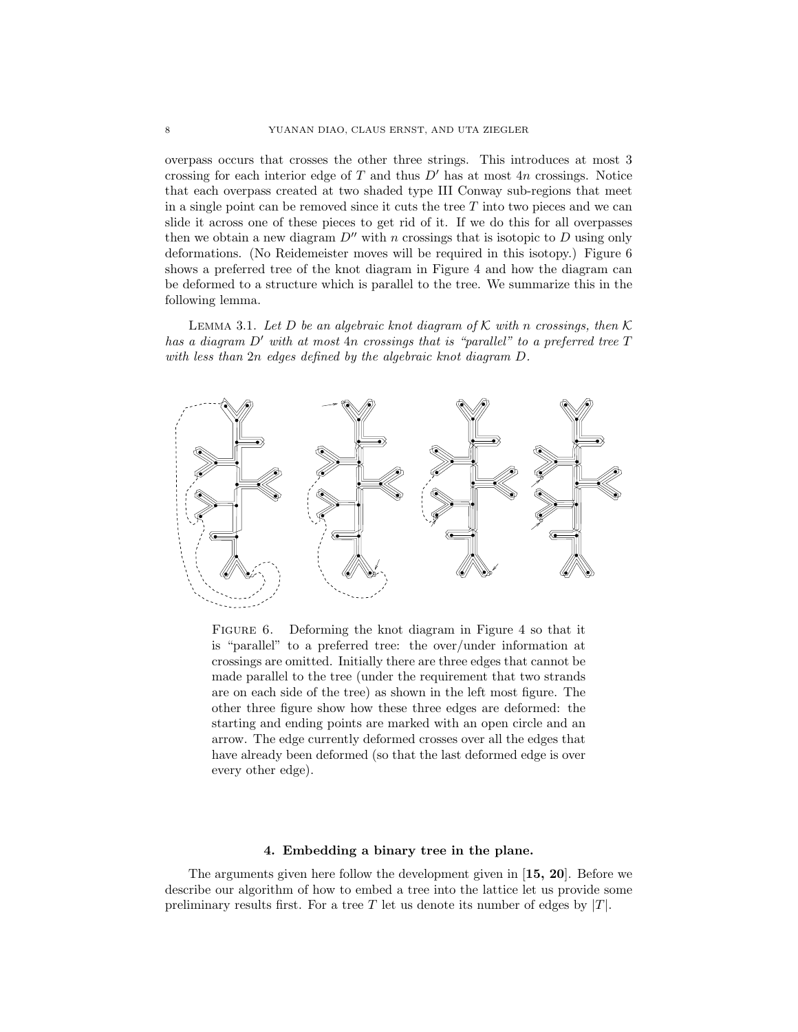overpass occurs that crosses the other three strings. This introduces at most 3 crossing for each interior edge of $T$ and thus $D'$ has at most $4n$ crossings. Notice that each overpass created at two shaded type III Conway sub-regions that meet in a single point can be removed since it cuts the tree $T$ into two pieces and we can slide it across one of these pieces to get rid of it. If we do this for all overpasses then we obtain a new diagram $D''$ with $n$ crossings that is isotopic to $D$ using only deformations. (No Reidemeister moves will be required in this isotopy.) Figure 6 shows a preferred tree of the knot diagram in Figure 4 and how the diagram can be deformed to a structure which is parallel to the tree. We summarize this in the following lemma.

LEMMA 3.1. *Let $D$ be an algebraic knot diagram of $\mathcal{K}$ with $n$ crossings, then $\mathcal{K}$ has a diagram $D'$ with at most $4n$ crossings that is "parallel" to a preferred tree $T$ with less than $2n$ edges defined by the algebraic knot diagram $D$.*

FIGURE 6. Deforming the knot diagram in Figure 4 so that it is "parallel" to a preferred tree: the over/under information at crossings are omitted. Initially there are three edges that cannot be made parallel to the tree (under the requirement that two strands are on each side of the tree) as shown in the left most figure. The other three figure show how these three edges are deformed: the starting and ending points are marked with an open circle and an arrow. The edge currently deformed crosses over all the edges that have already been deformed (so that the last deformed edge is over every other edge).

## 4. Embedding a binary tree in the plane.

The arguments given here follow the development given in [**15, 20**]. Before we describe our algorithm of how to embed a tree into the lattice let us provide some preliminary results first. For a tree $T$ let us denote its number of edges by $|T|$.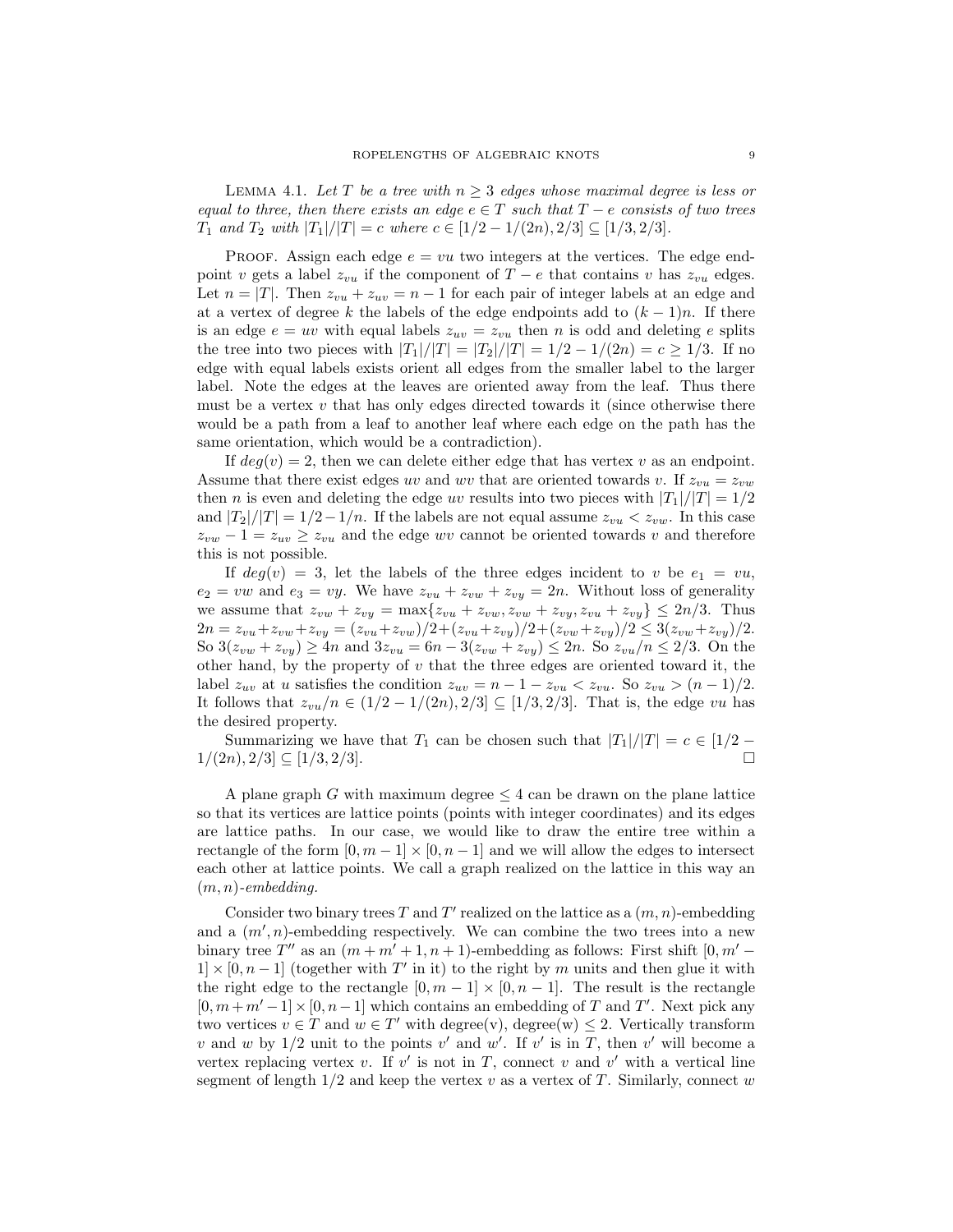**Lemma 4.1.** *Let $T$ be a tree with $n \geq 3$ edges whose maximal degree is less or equal to three, then there exists an edge $e \in T$ such that $T - e$ consists of two trees $T_1$ and $T_2$ with $|T_1|/|T| = c$ where $c \in [1/2 - 1/(2n), 2/3] \subseteq [1/3, 2/3]$.*

Proof. Assign each edge $e = vu$ two integers at the vertices. The edge endpoint $v$ gets a label $z_{vu}$ if the component of $T - e$ that contains $v$ has $z_{vu}$ edges. Let $n = |T|$. Then $z_{vu} + z_{uv} = n - 1$ for each pair of integer labels at an edge and at a vertex of degree $k$ the labels of the edge endpoints add to $(k-1)n$. If there is an edge $e = uv$ with equal labels $z_{uv} = z_{vu}$ then $n$ is odd and deleting $e$ splits the tree into two pieces with $|T_1|/|T| = |T_2|/|T| = 1/2 - 1/(2n) = c \geq 1/3$. If no edge with equal labels exists orient all edges from the smaller label to the larger label. Note the edges at the leaves are oriented away from the leaf. Thus there must be a vertex $v$ that has only edges directed towards it (since otherwise there would be a path from a leaf to another leaf where each edge on the path has the same orientation, which would be a contradiction).

If $deg(v) = 2$, then we can delete either edge that has vertex $v$ as an endpoint. Assume that there exist edges $uv$ and $wv$ that are oriented towards $v$. If $z_{vu} = z_{vw}$ then $n$ is even and deleting the edge $uv$ results into two pieces with $|T_1|/|T| = 1/2$ and $|T_2|/|T| = 1/2 - 1/n$. If the labels are not equal assume $z_{vu} < z_{vw}$. In this case $z_{vw} - 1 = z_{uv} \geq z_{vu}$ and the edge $wv$ cannot be oriented towards $v$ and therefore this is not possible.

If $deg(v) = 3$, let the labels of the three edges incident to $v$ be $e_1 = vu$, $e_2 = vw$ and $e_3 = vy$. We have $z_{vu} + z_{vw} + z_{vy} = 2n$. Without loss of generality we assume that $z_{vw} + z_{vy} = \max\{z_{vu} + z_{vw}, z_{vw} + z_{vy}, z_{vu} + z_{vy}\} \leq 2n/3$. Thus $2n = z_{vu} + z_{vw} + z_{vy} = (z_{vu} + z_{vw})/2 + (z_{vu} + z_{vy})/2 + (z_{vw} + z_{vy})/2 \leq 3(z_{vw} + z_{vy})/2$. So $3(z_{vw} + z_{vy}) \geq 4n$ and $3z_{vu} = 6n - 3(z_{vw} + z_{vy}) \leq 2n$. So $z_{vu}/n \leq 2/3$. On the other hand, by the property of $v$ that the three edges are oriented toward it, the label $z_{uv}$ at $u$ satisfies the condition $z_{uv} = n - 1 - z_{vu} < z_{vu}$. So $z_{vu} > (n-1)/2$. It follows that $z_{vu}/n \in (1/2 - 1/(2n), 2/3] \subseteq [1/3, 2/3]$. That is, the edge $vu$ has the desired property.

Summarizing we have that $T_1$ can be chosen such that $|T_1|/|T| = c \in [1/2 - 1/(2n), 2/3] \subseteq [1/3, 2/3]$. □

A plane graph $G$ with maximum degree $\leq 4$ can be drawn on the plane lattice so that its vertices are lattice points (points with integer coordinates) and its edges are lattice paths. In our case, we would like to draw the entire tree within a rectangle of the form $[0, m-1] \times [0, n-1]$ and we will allow the edges to intersect each other at lattice points. We call a graph realized on the lattice in this way an *$(m, n)$-embedding*.

Consider two binary trees $T$ and $T'$ realized on the lattice as a $(m, n)$-embedding and a $(m', n)$-embedding respectively. We can combine the two trees into a new binary tree $T''$ as an $(m + m' + 1, n + 1)$-embedding as follows: First shift $[0, m' - 1] \times [0, n-1]$ (together with $T'$ in it) to the right by $m$ units and then glue it with the right edge to the rectangle $[0, m-1] \times [0, n-1]$. The result is the rectangle $[0, m + m' - 1] \times [0, n-1]$ which contains an embedding of $T$ and $T'$. Next pick any two vertices $v \in T$ and $w \in T'$ with degree(v), degree(w) $\leq 2$. Vertically transform $v$ and $w$ by $1/2$ unit to the points $v'$ and $w'$. If $v'$ is in $T$, then $v'$ will become a vertex replacing vertex $v$. If $v'$ is not in $T$, connect $v$ and $v'$ with a vertical line segment of length $1/2$ and keep the vertex $v$ as a vertex of $T$. Similarly, connect $w$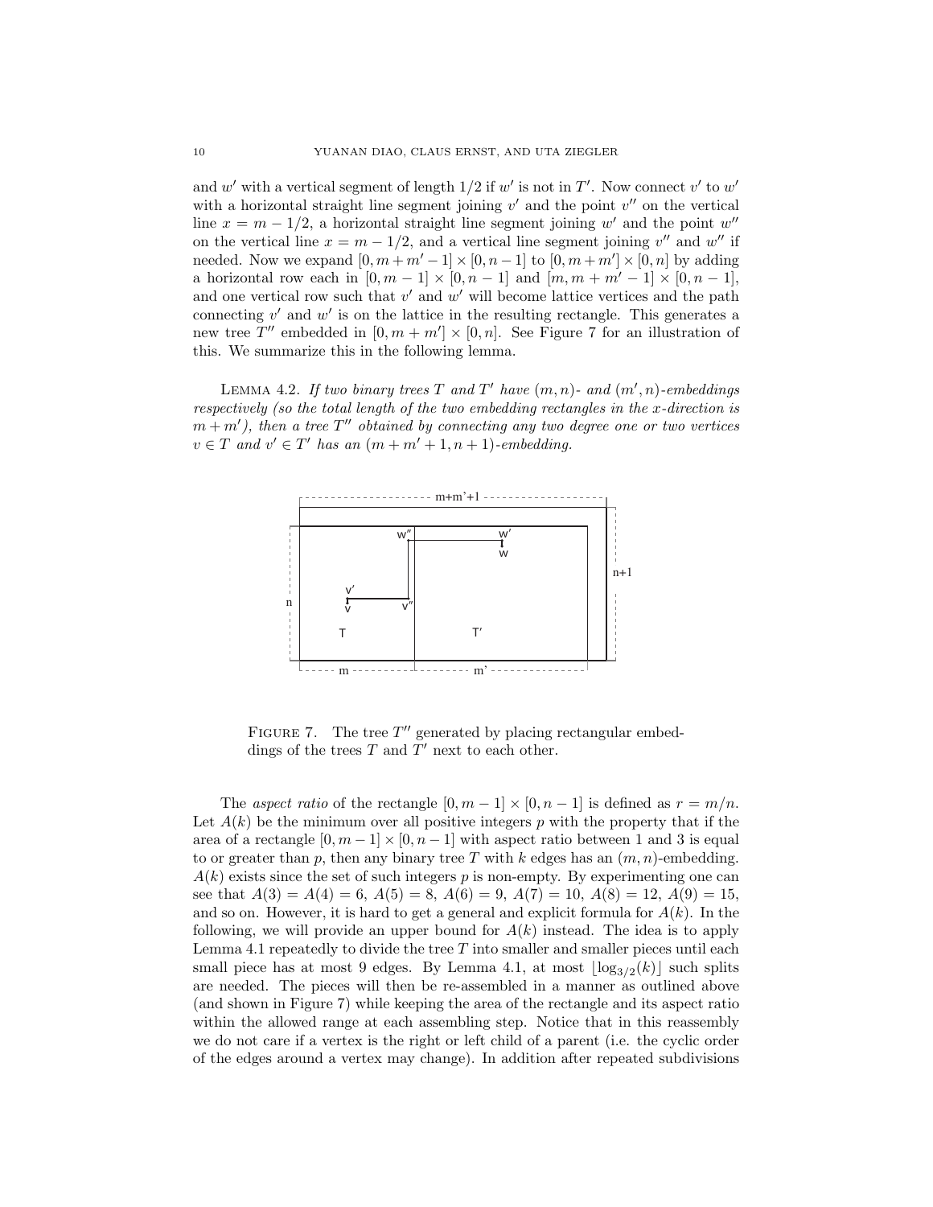and $w'$ with a vertical segment of length $1/2$ if $w'$ is not in $T'$. Now connect $v'$ to $w'$ with a horizontal straight line segment joining $v'$ and the point $v''$ on the vertical line $x = m - 1/2$, a horizontal straight line segment joining $w'$ and the point $w''$ on the vertical line $x = m - 1/2$, and a vertical line segment joining $v''$ and $w''$ if needed. Now we expand $[0, m + m' - 1] \times [0, n - 1]$ to $[0, m + m'] \times [0, n]$ by adding a horizontal row each in $[0, m - 1] \times [0, n - 1]$ and $[m, m + m' - 1] \times [0, n - 1]$, and one vertical row such that $v'$ and $w'$ will become lattice vertices and the path connecting $v'$ and $w'$ is on the lattice in the resulting rectangle. This generates a new tree $T''$ embedded in $[0, m + m'] \times [0, n]$. See Figure 7 for an illustration of this. We summarize this in the following lemma.

Lemma 4.2. *If two binary trees $T$ and $T'$ have $(m, n)$- and $(m', n)$-embeddings respectively (so the total length of the two embedding rectangles in the $x$-direction is $m + m'$), then a tree $T''$ obtained by connecting any two degree one or two vertices $v \in T$ and $v' \in T'$ has an $(m + m' + 1, n + 1)$-embedding.*

Figure 7. The tree $T''$ generated by placing rectangular embeddings of the trees $T$ and $T'$ next to each other.

The *aspect ratio* of the rectangle $[0, m - 1] \times [0, n - 1]$ is defined as $r = m/n$. Let $A(k)$ be the minimum over all positive integers $p$ with the property that if the area of a rectangle $[0, m - 1] \times [0, n - 1]$ with aspect ratio between 1 and 3 is equal to or greater than $p$, then any binary tree $T$ with $k$ edges has an $(m, n)$-embedding. $A(k)$ exists since the set of such integers $p$ is non-empty. By experimenting one can see that $A(3) = A(4) = 6$, $A(5) = 8$, $A(6) = 9$, $A(7) = 10$, $A(8) = 12$, $A(9) = 15$, and so on. However, it is hard to get a general and explicit formula for $A(k)$. In the following, we will provide an upper bound for $A(k)$ instead. The idea is to apply Lemma 4.1 repeatedly to divide the tree $T$ into smaller and smaller pieces until each small piece has at most 9 edges. By Lemma 4.1, at most $\lfloor \log_{3/2}(k) \rfloor$ such splits are needed. The pieces will then be re-assembled in a manner as outlined above (and shown in Figure 7) while keeping the area of the rectangle and its aspect ratio within the allowed range at each assembling step. Notice that in this reassembly we do not care if a vertex is the right or left child of a parent (i.e. the cyclic order of the edges around a vertex may change). In addition after repeated subdivisions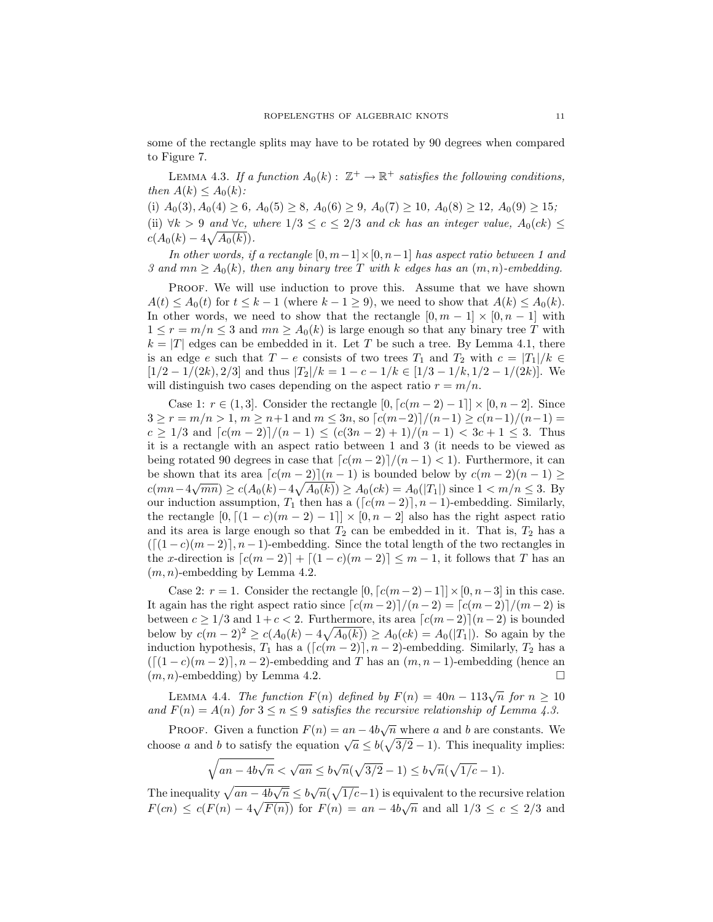some of the rectangle splits may have to be rotated by 90 degrees when compared to Figure 7.

Lemma 4.3. *If a function $A_0(k): \mathbb{Z}^+ \to \mathbb{R}^+$ satisfies the following conditions, then $A(k) \le A_0(k)$:*

(i) $A_0(3), A_0(4) \ge 6$*,* $A_0(5) \ge 8$*,* $A_0(6) \ge 9$*,* $A_0(7) \ge 10$*,* $A_0(8) \ge 12$*,* $A_0(9) \ge 15$*;*

(ii) $\forall k > 9$ *and* $\forall c$*, where* $1/3 \le c \le 2/3$ *and* $ck$ *has an integer value,* $A_0(ck) \le c(A_0(k) - 4\sqrt{A_0(k)})$*.*

*In other words, if a rectangle* $[0, m-1] \times [0, n-1]$ *has aspect ratio between 1 and 3 and* $mn \ge A_0(k)$*, then any binary tree* $T$ *with* $k$ *edges has an* $(m, n)$*-embedding.*

Proof. We will use induction to prove this. Assume that we have shown $A(t) \le A_0(t)$ for $t \le k-1$ (where $k - 1 \ge 9$), we need to show that $A(k) \le A_0(k)$. In other words, we need to show that the rectangle $[0, m-1] \times [0, n-1]$ with $1 \le r = m/n \le 3$ and $mn \ge A_0(k)$ is large enough so that any binary tree $T$ with $k = |T|$ edges can be embedded in it. Let $T$ be such a tree. By Lemma 4.1, there is an edge $e$ such that $T - e$ consists of two trees $T_1$ and $T_2$ with $c = |T_1|/k \in [1/2 - 1/(2k), 2/3]$ and thus $|T_2|/k = 1 - c - 1/k \in [1/3 - 1/k, 1/2 - 1/(2k)]$. We will distinguish two cases depending on the aspect ratio $r = m/n$.

Case 1: $r \in (1, 3]$. Consider the rectangle $[0, \lceil c(m-2) - 1 \rceil] \times [0, n-2]$. Since $3 \ge r = m/n > 1$, $m \ge n+1$ and $m \le 3n$, so $\lceil c(m-2) \rceil/(n-1) \ge c(n-1)/(n-1) = c \ge 1/3$ and $\lceil c(m-2) \rceil/(n-1) \le (c(3n-2)+1)/(n-1) < 3c + 1 \le 3$. Thus it is a rectangle with an aspect ratio between 1 and 3 (it needs to be viewed as being rotated 90 degrees in case that $\lceil c(m-2) \rceil/(n-1) < 1$). Furthermore, it can be shown that its area $\lceil c(m-2) \rceil (n-1)$ is bounded below by $c(m-2)(n-1) \ge c(mn - 4\sqrt{mn}) \ge c(A_0(k) - 4\sqrt{A_0(k)}) \ge A_0(ck) = A_0(|T_1|)$ since $1 < m/n \le 3$. By our induction assumption, $T_1$ then has a $(\lceil c(m-2) \rceil, n-1)$-embedding. Similarly, the rectangle $[0, \lceil (1-c)(m-2) - 1 \rceil] \times [0, n-2]$ also has the right aspect ratio and its area is large enough so that $T_2$ can be embedded in it. That is, $T_2$ has a $(\lceil (1-c)(m-2) \rceil, n-1)$-embedding. Since the total length of the two rectangles in the $x$-direction is $\lceil c(m-2) \rceil + \lceil (1-c)(m-2) \rceil \le m - 1$, it follows that $T$ has an $(m, n)$-embedding by Lemma 4.2.

Case 2: $r = 1$. Consider the rectangle $[0, \lceil c(m-2) - 1 \rceil] \times [0, n-3]$ in this case. It again has the right aspect ratio since $\lceil c(m-2) \rceil/(n-2) = \lceil c(m-2) \rceil/(m-2)$ is between $c \ge 1/3$ and $1 + c < 2$. Furthermore, its area $\lceil c(m-2) \rceil (n-2)$ is bounded below by $c(m-2)^2 \ge c(A_0(k) - 4\sqrt{A_0(k)}) \ge A_0(ck) = A_0(|T_1|)$. So again by the induction hypothesis, $T_1$ has a $(\lceil c(m-2) \rceil, n-2)$-embedding. Similarly, $T_2$ has a $(\lceil (1-c)(m-2) \rceil, n-2)$-embedding and $T$ has an $(m, n-1)$-embedding (hence an $(m, n)$-embedding) by Lemma 4.2. $\square$

Lemma 4.4. *The function* $F(n)$ *defined by* $F(n) = 40n - 113\sqrt{n}$ *for* $n \ge 10$ *and* $F(n) = A(n)$ *for* $3 \le n \le 9$ *satisfies the recursive relationship of Lemma 4.3.*

Proof. Given a function $F(n) = an - 4b\sqrt{n}$ where $a$ and $b$ are constants. We choose $a$ and $b$ to satisfy the equation $\sqrt{a} \le b(\sqrt{3/2} - 1)$. This inequality implies:

$$\sqrt{an - 4b\sqrt{n}} < \sqrt{an} \le b\sqrt{n}(\sqrt{3/2} - 1) \le b\sqrt{n}(\sqrt{1/c} - 1).$$

The inequality $\sqrt{an - 4b\sqrt{n}} \le b\sqrt{n}(\sqrt{1/c} - 1)$ is equivalent to the recursive relation $F(cn) \le c(F(n) - 4\sqrt{F(n)})$ for $F(n) = an - 4b\sqrt{n}$ and all $1/3 \le c \le 2/3$ and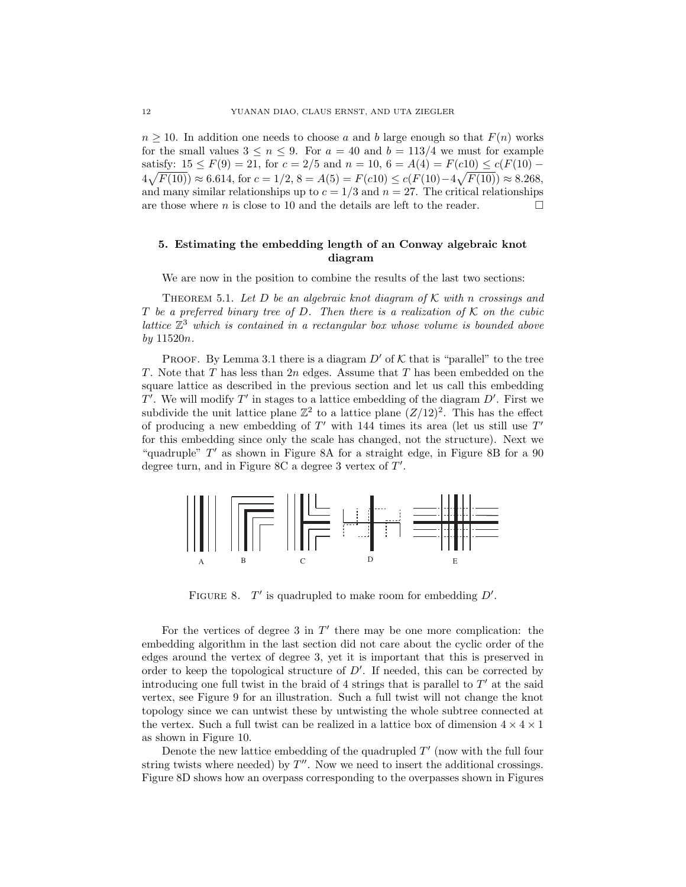$n \geq 10$. In addition one needs to choose $a$ and $b$ large enough so that $F(n)$ works for the small values $3 \leq n \leq 9$. For $a = 40$ and $b = 113/4$ we must for example satisfy: $15 \leq F(9) = 21$, for $c = 2/5$ and $n = 10$, $6 = A(4) = F(c10) \leq c(F(10) - 4\sqrt{F(10)}) \approx 6.614$, for $c = 1/2$, $8 = A(5) = F(c10) \leq c(F(10) - 4\sqrt{F(10)}) \approx 8.268$, and many similar relationships up to $c = 1/3$ and $n = 27$. The critical relationships are those where $n$ is close to 10 and the details are left to the reader. □

## 5. Estimating the embedding length of an Conway algebraic knot diagram

We are now in the position to combine the results of the last two sections:

THEOREM 5.1. *Let $D$ be an algebraic knot diagram of $\mathcal{K}$ with $n$ crossings and $T$ be a preferred binary tree of $D$. Then there is a realization of $\mathcal{K}$ on the cubic lattice $\mathbb{Z}^3$ which is contained in a rectangular box whose volume is bounded above by $11520n$.*

PROOF. By Lemma 3.1 there is a diagram $D'$ of $\mathcal{K}$ that is "parallel" to the tree $T$. Note that $T$ has less than $2n$ edges. Assume that $T$ has been embedded on the square lattice as described in the previous section and let us call this embedding $T'$. We will modify $T'$ in stages to a lattice embedding of the diagram $D'$. First we subdivide the unit lattice plane $\mathbb{Z}^2$ to a lattice plane $(Z/12)^2$. This has the effect of producing a new embedding of $T'$ with 144 times its area (let us still use $T'$ for this embedding since only the scale has changed, not the structure). Next we "quadruple" $T'$ as shown in Figure 8A for a straight edge, in Figure 8B for a 90 degree turn, and in Figure 8C a degree 3 vertex of $T'$.

FIGURE 8. $T'$ is quadrupled to make room for embedding $D'$.

For the vertices of degree 3 in $T'$ there may be one more complication: the embedding algorithm in the last section did not care about the cyclic order of the edges around the vertex of degree 3, yet it is important that this is preserved in order to keep the topological structure of $D'$. If needed, this can be corrected by introducing one full twist in the braid of 4 strings that is parallel to $T'$ at the said vertex, see Figure 9 for an illustration. Such a full twist will not change the knot topology since we can untwist these by untwisting the whole subtree connected at the vertex. Such a full twist can be realized in a lattice box of dimension $4 \times 4 \times 1$ as shown in Figure 10.

Denote the new lattice embedding of the quadrupled $T'$ (now with the full four string twists where needed) by $T''$. Now we need to insert the additional crossings. Figure 8D shows how an overpass corresponding to the overpasses shown in Figures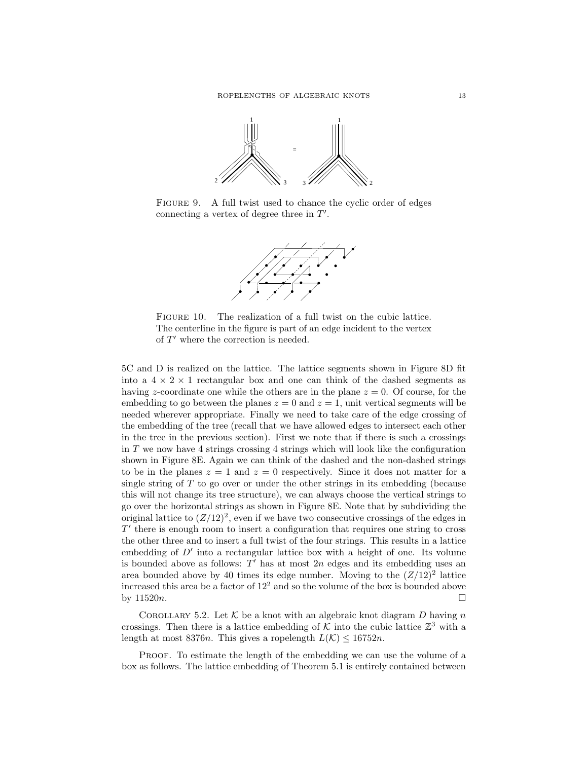FIGURE 9. A full twist used to chance the cyclic order of edges connecting a vertex of degree three in $T'$.

FIGURE 10. The realization of a full twist on the cubic lattice. The centerline in the figure is part of an edge incident to the vertex of $T'$ where the correction is needed.

5C and D is realized on the lattice. The lattice segments shown in Figure 8D fit into a $4 \times 2 \times 1$ rectangular box and one can think of the dashed segments as having $z$-coordinate one while the others are in the plane $z = 0$. Of course, for the embedding to go between the planes $z = 0$ and $z = 1$, unit vertical segments will be needed wherever appropriate. Finally we need to take care of the edge crossing of the embedding of the tree (recall that we have allowed edges to intersect each other in the tree in the previous section). First we note that if there is such a crossings in $T$ we now have 4 strings crossing 4 strings which will look like the configuration shown in Figure 8E. Again we can think of the dashed and the non-dashed strings to be in the planes $z = 1$ and $z = 0$ respectively. Since it does not matter for a single string of $T$ to go over or under the other strings in its embedding (because this will not change its tree structure), we can always choose the vertical strings to go over the horizontal strings as shown in Figure 8E. Note that by subdividing the original lattice to $(Z/12)^2$, even if we have two consecutive crossings of the edges in $T'$ there is enough room to insert a configuration that requires one string to cross the other three and to insert a full twist of the four strings. This results in a lattice embedding of $D'$ into a rectangular lattice box with a height of one. Its volume is bounded above as follows: $T'$ has at most $2n$ edges and its embedding uses an area bounded above by 40 times its edge number. Moving to the $(Z/12)^2$ lattice increased this area be a factor of $12^2$ and so the volume of the box is bounded above by $11520n$. □

COROLLARY 5.2. *Let $\mathcal{K}$ be a knot with an algebraic knot diagram $D$ having $n$ crossings. Then there is a lattice embedding of $\mathcal{K}$ into the cubic lattice $\mathbb{Z}^3$ with a length at most $8376n$. This gives a ropelength $L(\mathcal{K}) \leq 16752n$.*

PROOF. To estimate the length of the embedding we can use the volume of a box as follows. The lattice embedding of Theorem 5.1 is entirely contained between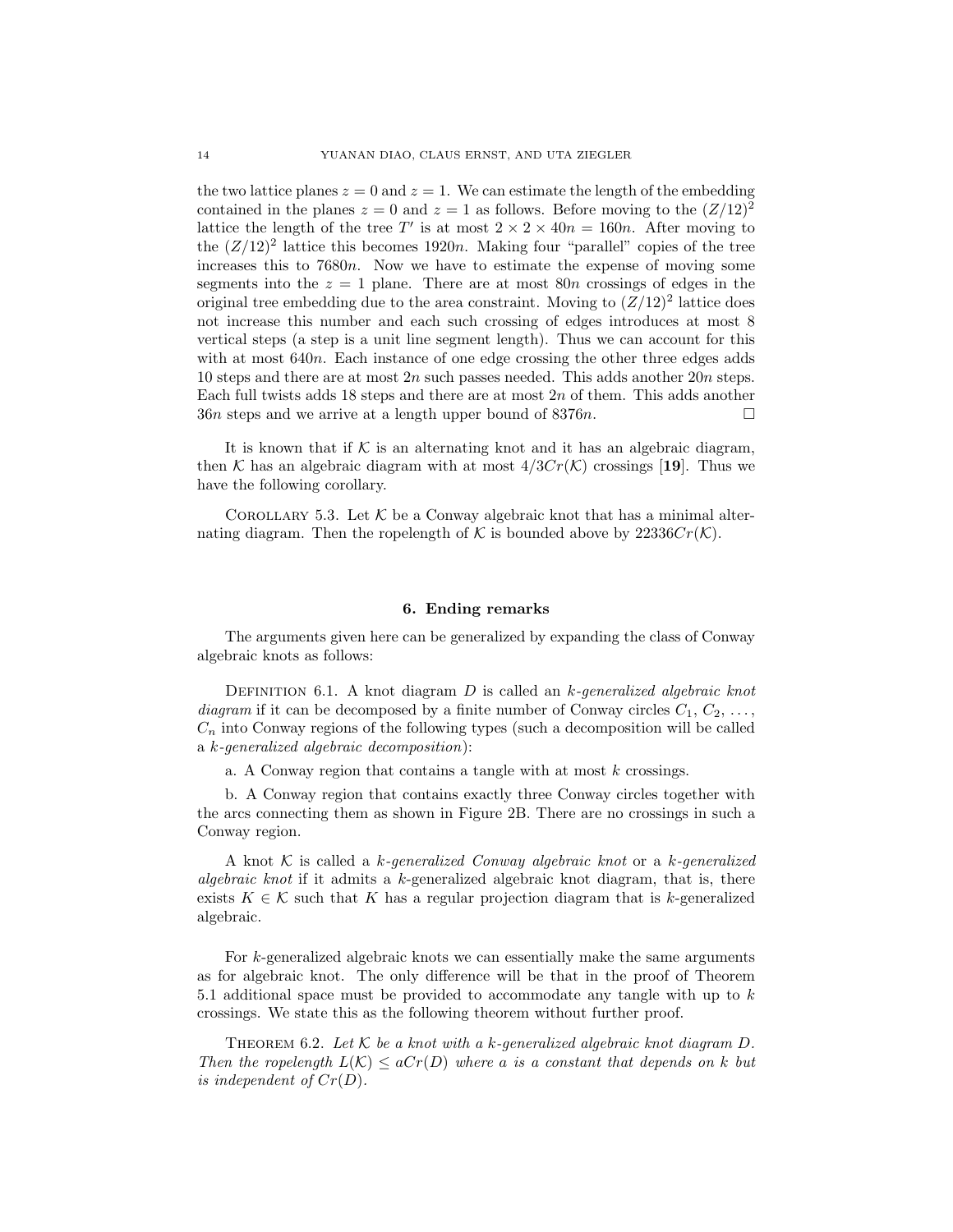the two lattice planes $z = 0$ and $z = 1$. We can estimate the length of the embedding contained in the planes $z = 0$ and $z = 1$ as follows. Before moving to the $(Z/12)^2$ lattice the length of the tree $T'$ is at most $2 \times 2 \times 40n = 160n$. After moving to the $(Z/12)^2$ lattice this becomes $1920n$. Making four "parallel" copies of the tree increases this to $7680n$. Now we have to estimate the expense of moving some segments into the $z = 1$ plane. There are at most $80n$ crossings of edges in the original tree embedding due to the area constraint. Moving to $(Z/12)^2$ lattice does not increase this number and each such crossing of edges introduces at most 8 vertical steps (a step is a unit line segment length). Thus we can account for this with at most $640n$. Each instance of one edge crossing the other three edges adds 10 steps and there are at most $2n$ such passes needed. This adds another $20n$ steps. Each full twists adds 18 steps and there are at most $2n$ of them. This adds another $36n$ steps and we arrive at a length upper bound of $8376n$. □

It is known that if $\mathcal{K}$ is an alternating knot and it has an algebraic diagram, then $\mathcal{K}$ has an algebraic diagram with at most $4/3Cr(\mathcal{K})$ crossings [**19**]. Thus we have the following corollary.

Corollary 5.3. Let $\mathcal{K}$ be a Conway algebraic knot that has a minimal alternating diagram. Then the ropelength of $\mathcal{K}$ is bounded above by $22336Cr(\mathcal{K})$.

## 6. Ending remarks

The arguments given here can be generalized by expanding the class of Conway algebraic knots as follows:

Definition 6.1. A knot diagram $D$ is called an *k-generalized algebraic knot diagram* if it can be decomposed by a finite number of Conway circles $C_1$, $C_2$, ..., $C_n$ into Conway regions of the following types (such a decomposition will be called a *k-generalized algebraic decomposition*):

a. A Conway region that contains a tangle with at most $k$ crossings.

b. A Conway region that contains exactly three Conway circles together with the arcs connecting them as shown in Figure 2B. There are no crossings in such a Conway region.

A knot $\mathcal{K}$ is called a *k-generalized Conway algebraic knot* or a *k-generalized algebraic knot* if it admits a $k$-generalized algebraic knot diagram, that is, there exists $K \in \mathcal{K}$ such that $K$ has a regular projection diagram that is $k$-generalized algebraic.

For $k$-generalized algebraic knots we can essentially make the same arguments as for algebraic knot. The only difference will be that in the proof of Theorem 5.1 additional space must be provided to accommodate any tangle with up to $k$ crossings. We state this as the following theorem without further proof.

Theorem 6.2. *Let $\mathcal{K}$ be a knot with a $k$-generalized algebraic knot diagram $D$. Then the ropelength $L(\mathcal{K}) \leq aCr(D)$ where $a$ is a constant that depends on $k$ but is independent of $Cr(D)$.*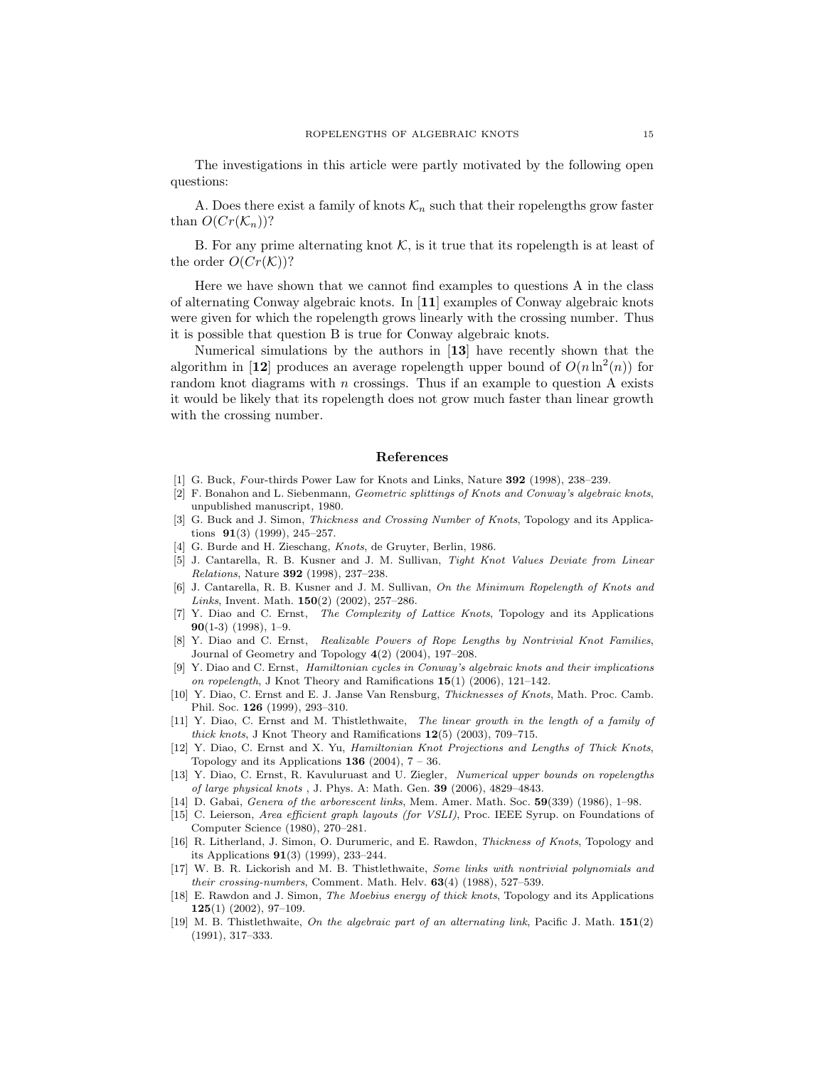The investigations in this article were partly motivated by the following open questions:

A. Does there exist a family of knots $\mathcal{K}_n$ such that their ropelengths grow faster than $O(Cr(\mathcal{K}_n))$?

B. For any prime alternating knot $\mathcal{K}$, is it true that its ropelength is at least of the order $O(Cr(\mathcal{K}))$?

Here we have shown that we cannot find examples to questions A in the class of alternating Conway algebraic knots. In [**11**] examples of Conway algebraic knots were given for which the ropelength grows linearly with the crossing number. Thus it is possible that question B is true for Conway algebraic knots.

Numerical simulations by the authors in [**13**] have recently shown that the algorithm in [**12**] produces an average ropelength upper bound of $O(n \ln^2(n))$ for random knot diagrams with $n$ crossings. Thus if an example to question A exists it would be likely that its ropelength does not grow much faster than linear growth with the crossing number.

## References

[1] G. Buck, Four-thirds Power Law for Knots and Links, Nature **392** (1998), 238–239.

[2] F. Bonahon and L. Siebenmann, *Geometric splittings of Knots and Conway's algebraic knots*, unpublished manuscript, 1980.

[3] G. Buck and J. Simon, *Thickness and Crossing Number of Knots*, Topology and its Applications **91**(3) (1999), 245–257.

[4] G. Burde and H. Zieschang, *Knots*, de Gruyter, Berlin, 1986.

[5] J. Cantarella, R. B. Kusner and J. M. Sullivan, *Tight Knot Values Deviate from Linear Relations*, Nature **392** (1998), 237–238.

[6] J. Cantarella, R. B. Kusner and J. M. Sullivan, *On the Minimum Ropelength of Knots and Links*, Invent. Math. **150**(2) (2002), 257–286.

[7] Y. Diao and C. Ernst, *The Complexity of Lattice Knots*, Topology and its Applications **90**(1-3) (1998), 1–9.

[8] Y. Diao and C. Ernst, *Realizable Powers of Rope Lengths by Nontrivial Knot Families*, Journal of Geometry and Topology **4**(2) (2004), 197–208.

[9] Y. Diao and C. Ernst, *Hamiltonian cycles in Conway's algebraic knots and their implications on ropelength*, J Knot Theory and Ramifications **15**(1) (2006), 121–142.

[10] Y. Diao, C. Ernst and E. J. Janse Van Rensburg, *Thicknesses of Knots*, Math. Proc. Camb. Phil. Soc. **126** (1999), 293–310.

[11] Y. Diao, C. Ernst and M. Thistlethwaite, *The linear growth in the length of a family of thick knots*, J Knot Theory and Ramifications **12**(5) (2003), 709–715.

[12] Y. Diao, C. Ernst and X. Yu, *Hamiltonian Knot Projections and Lengths of Thick Knots*, Topology and its Applications **136** (2004), 7 – 36.

[13] Y. Diao, C. Ernst, R. Kavuluruast and U. Ziegler, *Numerical upper bounds on ropelengths of large physical knots* , J. Phys. A: Math. Gen. **39** (2006), 4829–4843.

[14] D. Gabai, *Genera of the arborescent links*, Mem. Amer. Math. Soc. **59**(339) (1986), 1–98.

[15] C. Leierson, *Area efficient graph layouts (for VSLI)*, Proc. IEEE Syrup. on Foundations of Computer Science (1980), 270–281.

[16] R. Litherland, J. Simon, O. Durumeric, and E. Rawdon, *Thickness of Knots*, Topology and its Applications **91**(3) (1999), 233–244.

[17] W. B. R. Lickorish and M. B. Thistlethwaite, *Some links with nontrivial polynomials and their crossing-numbers*, Comment. Math. Helv. **63**(4) (1988), 527–539.

[18] E. Rawdon and J. Simon, *The Moebius energy of thick knots*, Topology and its Applications **125**(1) (2002), 97–109.

[19] M. B. Thistlethwaite, *On the algebraic part of an alternating link*, Pacific J. Math. **151**(2) (1991), 317–333.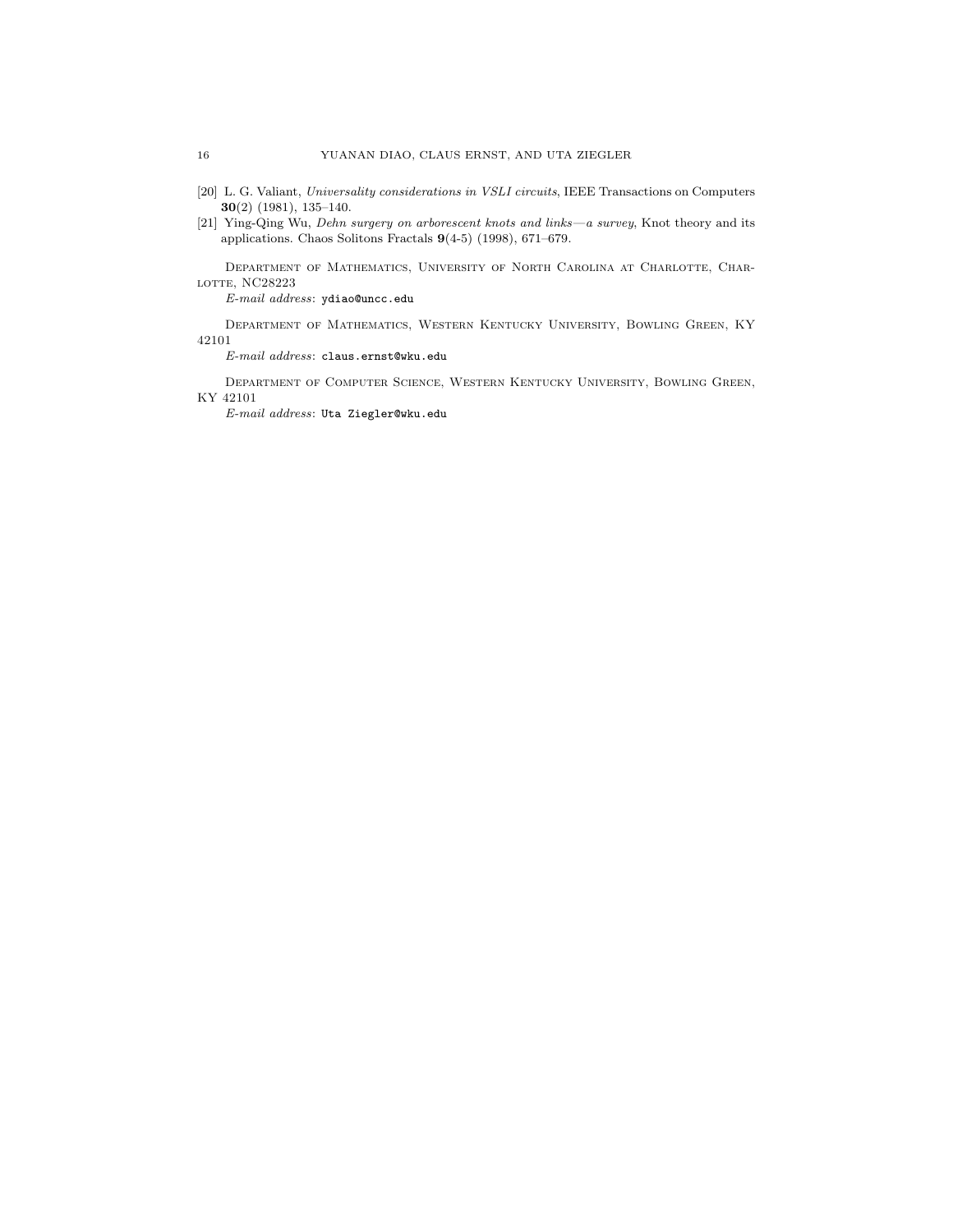[20] L. G. Valiant, *Universality considerations in VSLI circuits*, IEEE Transactions on Computers **30**(2) (1981), 135–140.

[21] Ying-Qing Wu, *Dehn surgery on arborescent knots and links—a survey*, Knot theory and its applications. Chaos Solitons Fractals **9**(4-5) (1998), 671–679.

Department of Mathematics, University of North Carolina at Charlotte, Charlotte, NC28223

*E-mail address*: `ydiao@uncc.edu`

Department of Mathematics, Western Kentucky University, Bowling Green, KY 42101

*E-mail address*: `claus.ernst@wku.edu`

Department of Computer Science, Western Kentucky University, Bowling Green, KY 42101

*E-mail address*: `Uta Ziegler@wku.edu`